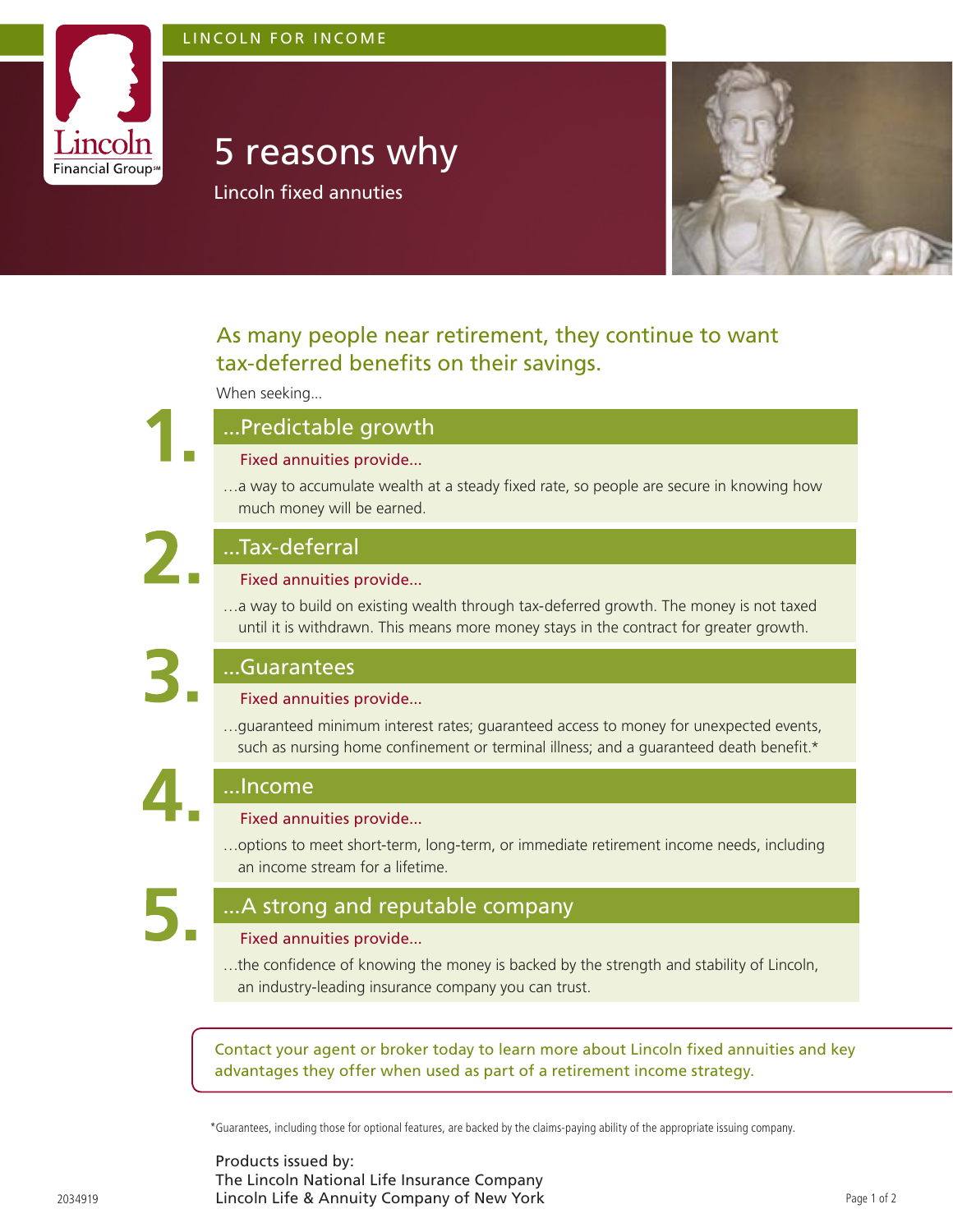LINCOLN FOR INCOME

Lincoln Financial Group

# 5 reasons why

Lincoln fixed annuities

## As many people near retirement, they continue to want tax-deferred benefits on their savings.

When seeking...

### 1. ...Predictable growth

Fixed annuities provide...

...a way to accumulate wealth at a steady fixed rate, so people are secure in knowing how much money will be earned.

### 2. ...Tax-deferral

Fixed annuities provide...

...a way to build on existing wealth through tax-deferred growth. The money is not taxed until it is withdrawn. This means more money stays in the contract for greater growth.

### 3. ...Guarantees

Fixed annuities provide...

...guaranteed minimum interest rates; guaranteed access to money for unexpected events, such as nursing home confinement or terminal illness; and a guaranteed death benefit.*

### 4. ...Income

Fixed annuities provide...

...options to meet short-term, long-term, or immediate retirement income needs, including an income stream for a lifetime.

### 5. ...A strong and reputable company

Fixed annuities provide...

...the confidence of knowing the money is backed by the strength and stability of Lincoln, an industry-leading insurance company you can trust.

Contact your agent or broker today to learn more about Lincoln fixed annuities and key advantages they offer when used as part of a retirement income strategy.

*Guarantees, including those for optional features, are backed by the claims-paying ability of the appropriate issuing company.

Products issued by:
The Lincoln National Life Insurance Company
Lincoln Life & Annuity Company of New York

2034919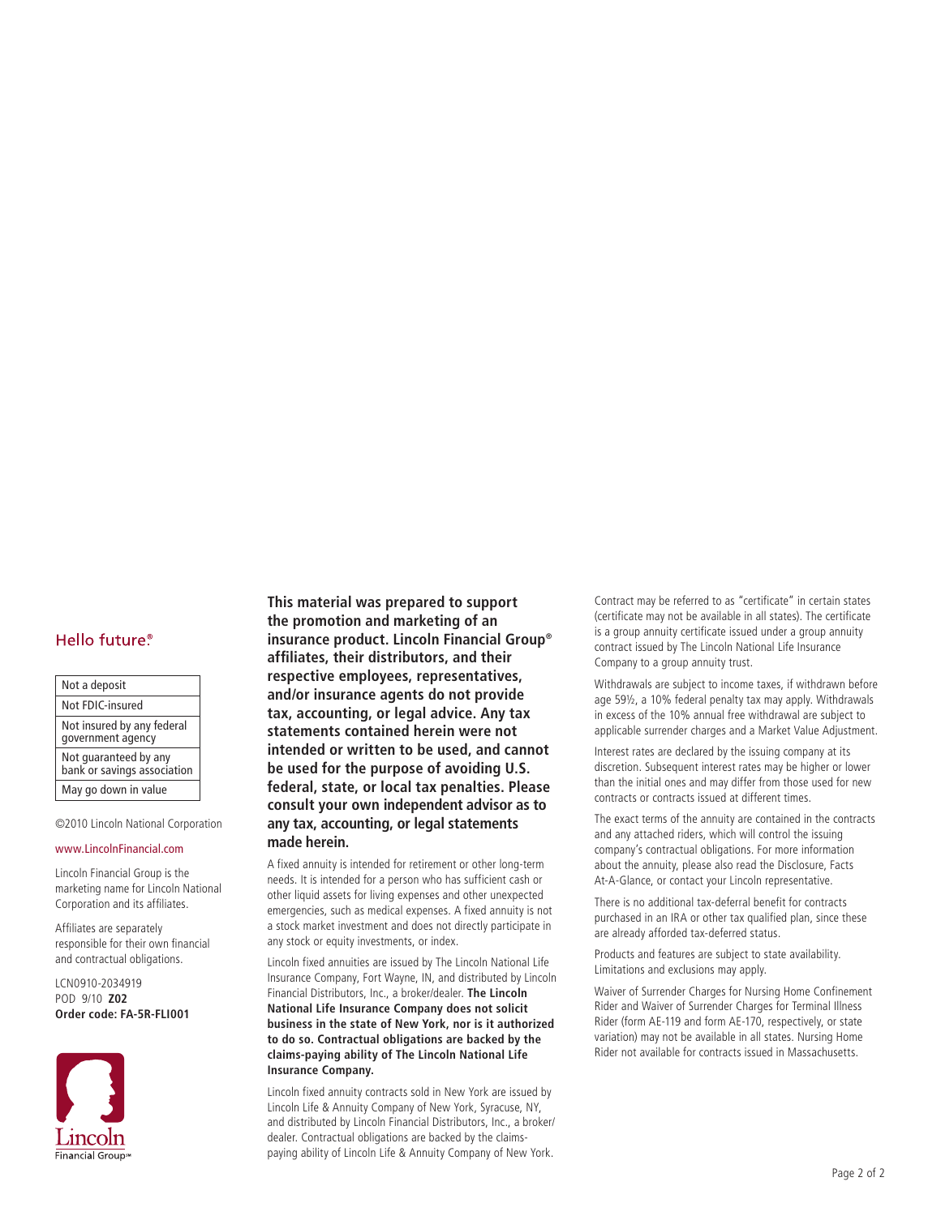Hello future.®

| |
|---|
| Not a deposit |
| Not FDIC-insured |
| Not insured by any federal government agency |
| Not guaranteed by any bank or savings association |
| May go down in value |

©2010 Lincoln National Corporation

www.LincolnFinancial.com

Lincoln Financial Group is the marketing name for Lincoln National Corporation and its affiliates.

Affiliates are separately responsible for their own financial and contractual obligations.

LCN0910-2034919
POD 9/10 **Z02**
**Order code: FA-5R-FLI001**

**This material was prepared to support the promotion and marketing of an insurance product. Lincoln Financial Group® affiliates, their distributors, and their respective employees, representatives, and/or insurance agents do not provide tax, accounting, or legal advice. Any tax statements contained herein were not intended or written to be used, and cannot be used for the purpose of avoiding U.S. federal, state, or local tax penalties. Please consult your own independent advisor as to any tax, accounting, or legal statements made herein.**

A fixed annuity is intended for retirement or other long-term needs. It is intended for a person who has sufficient cash or other liquid assets for living expenses and other unexpected emergencies, such as medical expenses. A fixed annuity is not a stock market investment and does not directly participate in any stock or equity investments, or index.

Lincoln fixed annuities are issued by The Lincoln National Life Insurance Company, Fort Wayne, IN, and distributed by Lincoln Financial Distributors, Inc., a broker/dealer. **The Lincoln National Life Insurance Company does not solicit business in the state of New York, nor is it authorized to do so. Contractual obligations are backed by the claims-paying ability of The Lincoln National Life Insurance Company.**

Lincoln fixed annuity contracts sold in New York are issued by Lincoln Life & Annuity Company of New York, Syracuse, NY, and distributed by Lincoln Financial Distributors, Inc., a broker/dealer. Contractual obligations are backed by the claims-paying ability of Lincoln Life & Annuity Company of New York.

Contract may be referred to as "certificate" in certain states (certificate may not be available in all states). The certificate is a group annuity certificate issued under a group annuity contract issued by The Lincoln National Life Insurance Company to a group annuity trust.

Withdrawals are subject to income taxes, if withdrawn before age 59½, a 10% federal penalty tax may apply. Withdrawals in excess of the 10% annual free withdrawal are subject to applicable surrender charges and a Market Value Adjustment.

Interest rates are declared by the issuing company at its discretion. Subsequent interest rates may be higher or lower than the initial ones and may differ from those used for new contracts or contracts issued at different times.

The exact terms of the annuity are contained in the contracts and any attached riders, which will control the issuing company's contractual obligations. For more information about the annuity, please also read the Disclosure, Facts At-A-Glance, or contact your Lincoln representative.

There is no additional tax-deferral benefit for contracts purchased in an IRA or other tax qualified plan, since these are already afforded tax-deferred status.

Products and features are subject to state availability. Limitations and exclusions may apply.

Waiver of Surrender Charges for Nursing Home Confinement Rider and Waiver of Surrender Charges for Terminal Illness Rider (form AE-119 and form AE-170, respectively, or state variation) may not be available in all states. Nursing Home Rider not available for contracts issued in Massachusetts.